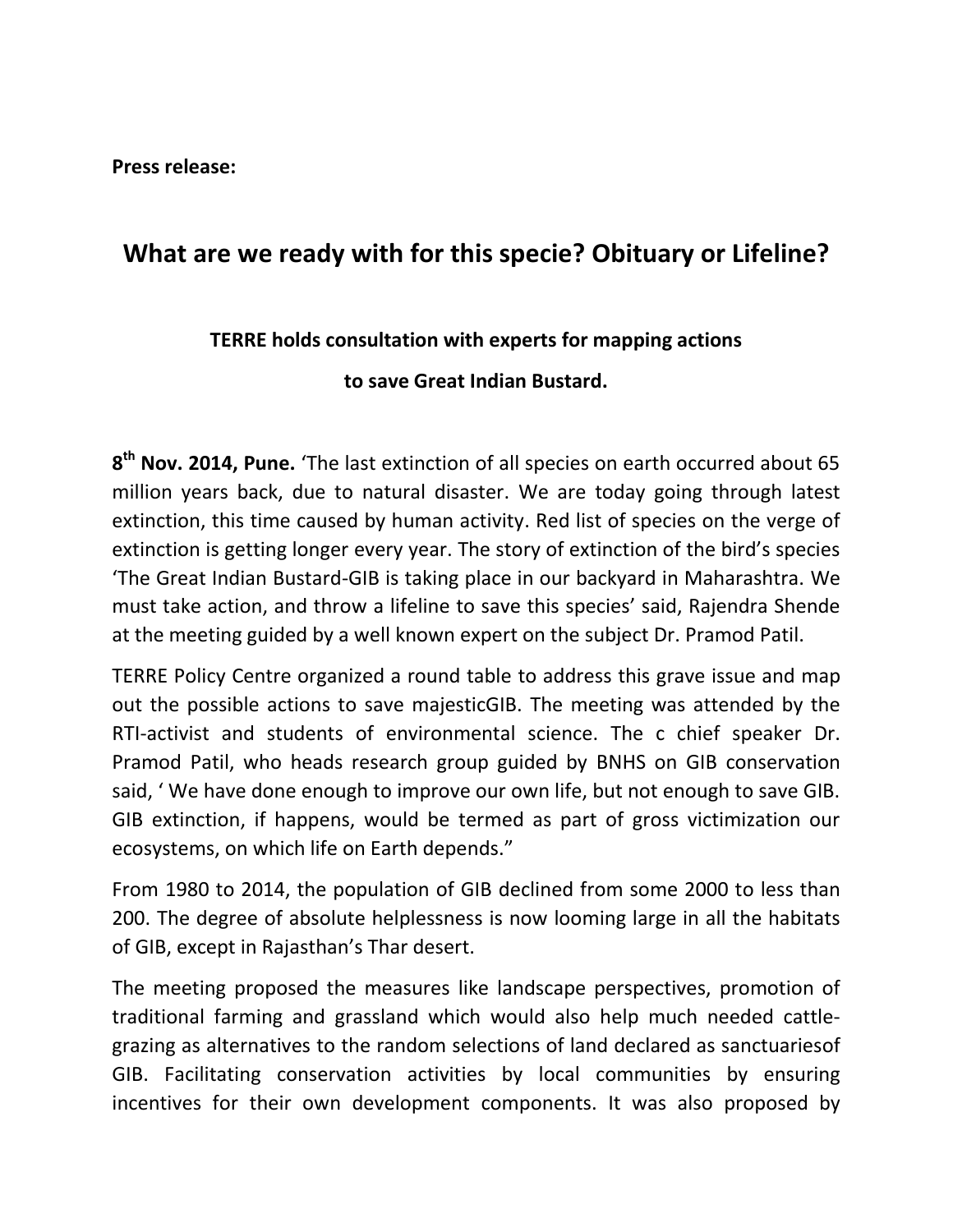**Press release:**

# What are we ready with for this specie? Obituary or Lifeline?

**TERRE holds consultation with experts for mapping actions**

**to save Great Indian Bustard.**

**8th Nov. 2014, Pune.** 'The last extinction of all species on earth occurred about 65 million years back, due to natural disaster. We are today going through latest extinction, this time caused by human activity. Red list of species on the verge of extinction is getting longer every year. The story of extinction of the bird's species 'The Great Indian Bustard-GIB is taking place in our backyard in Maharashtra. We must take action, and throw a lifeline to save this species' said, Rajendra Shende at the meeting guided by a well known expert on the subject Dr. Pramod Patil.

TERRE Policy Centre organized a round table to address this grave issue and map out the possible actions to save majesticGIB. The meeting was attended by the RTI-activist and students of environmental science. The c chief speaker Dr. Pramod Patil, who heads research group guided by BNHS on GIB conservation said, ' We have done enough to improve our own life, but not enough to save GIB. GIB extinction, if happens, would be termed as part of gross victimization our ecosystems, on which life on Earth depends."

From 1980 to 2014, the population of GIB declined from some 2000 to less than 200. The degree of absolute helplessness is now looming large in all the habitats of GIB, except in Rajasthan's Thar desert.

The meeting proposed the measures like landscape perspectives, promotion of traditional farming and grassland which would also help much needed cattle-grazing as alternatives to the random selections of land declared as sanctuariesof GIB. Facilitating conservation activities by local communities by ensuring incentives for their own development components. It was also proposed by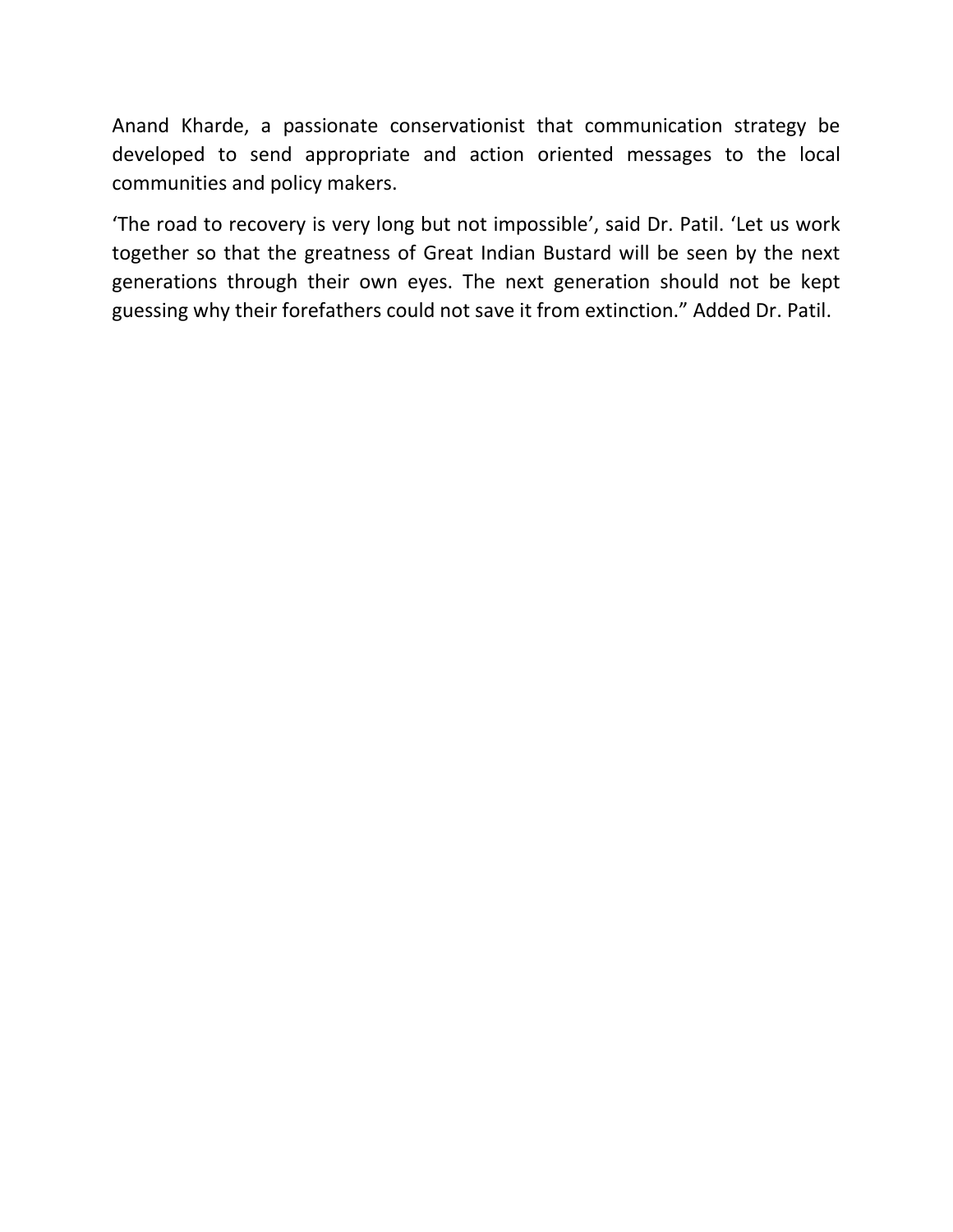Anand Kharde, a passionate conservationist that communication strategy be developed to send appropriate and action oriented messages to the local communities and policy makers.

'The road to recovery is very long but not impossible', said Dr. Patil. 'Let us work together so that the greatness of Great Indian Bustard will be seen by the next generations through their own eyes. The next generation should not be kept guessing why their forefathers could not save it from extinction." Added Dr. Patil.